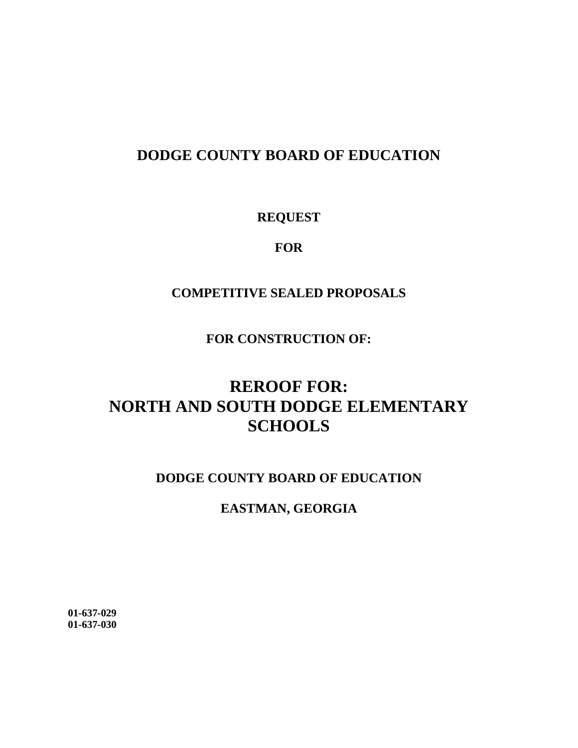**DODGE COUNTY BOARD OF EDUCATION**

**REQUEST**

**FOR**

**COMPETITIVE SEALED PROPOSALS**

**FOR CONSTRUCTION OF:**

# REROOF FOR: NORTH AND SOUTH DODGE ELEMENTARY SCHOOLS

**DODGE COUNTY BOARD OF EDUCATION**

**EASTMAN, GEORGIA**

**01-637-029**
**01-637-030**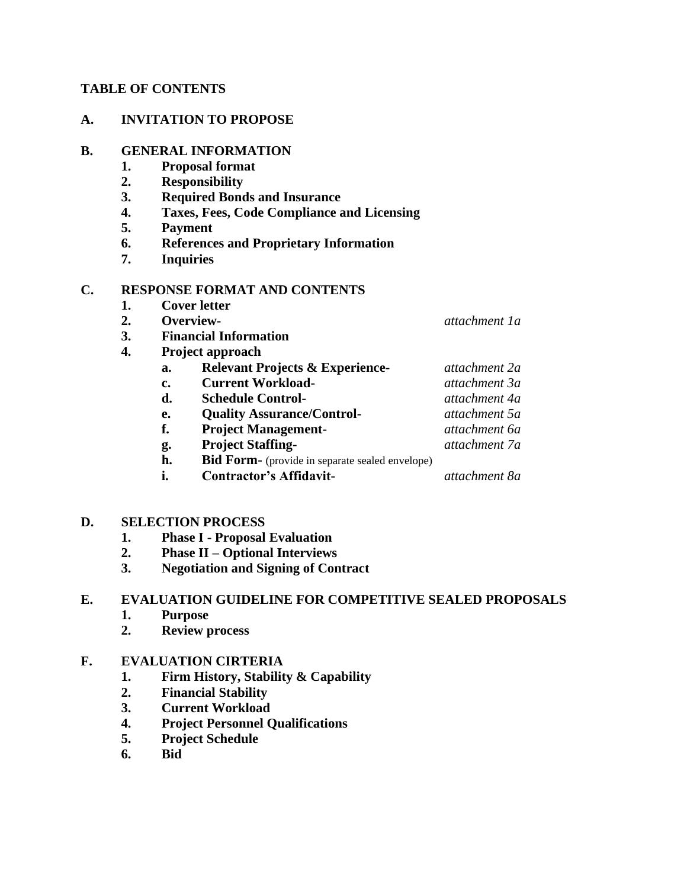**TABLE OF CONTENTS**

**A. INVITATION TO PROPOSE**

**B. GENERAL INFORMATION**

1. **Proposal format**
2. **Responsibility**
3. **Required Bonds and Insurance**
4. **Taxes, Fees, Code Compliance and Licensing**
5. **Payment**
6. **References and Proprietary Information**
7. **Inquiries**

**C. RESPONSE FORMAT AND CONTENTS**

1. **Cover letter**
2. **Overview-** *attachment 1a*
3. **Financial Information**
4. **Project approach**
   - a. **Relevant Projects & Experience-** *attachment 2a*
   - c. **Current Workload-** *attachment 3a*
   - d. **Schedule Control-** *attachment 4a*
   - e. **Quality Assurance/Control-** *attachment 5a*
   - f. **Project Management-** *attachment 6a*
   - g. **Project Staffing-** *attachment 7a*
   - h. **Bid Form-** (provide in separate sealed envelope)
   - i. **Contractor's Affidavit-** *attachment 8a*

**D. SELECTION PROCESS**

1. **Phase I - Proposal Evaluation**
2. **Phase II – Optional Interviews**
3. **Negotiation and Signing of Contract**

**E. EVALUATION GUIDELINE FOR COMPETITIVE SEALED PROPOSALS**

1. **Purpose**
2. **Review process**

**F. EVALUATION CIRTERIA**

1. **Firm History, Stability & Capability**
2. **Financial Stability**
3. **Current Workload**
4. **Project Personnel Qualifications**
5. **Project Schedule**
6. **Bid**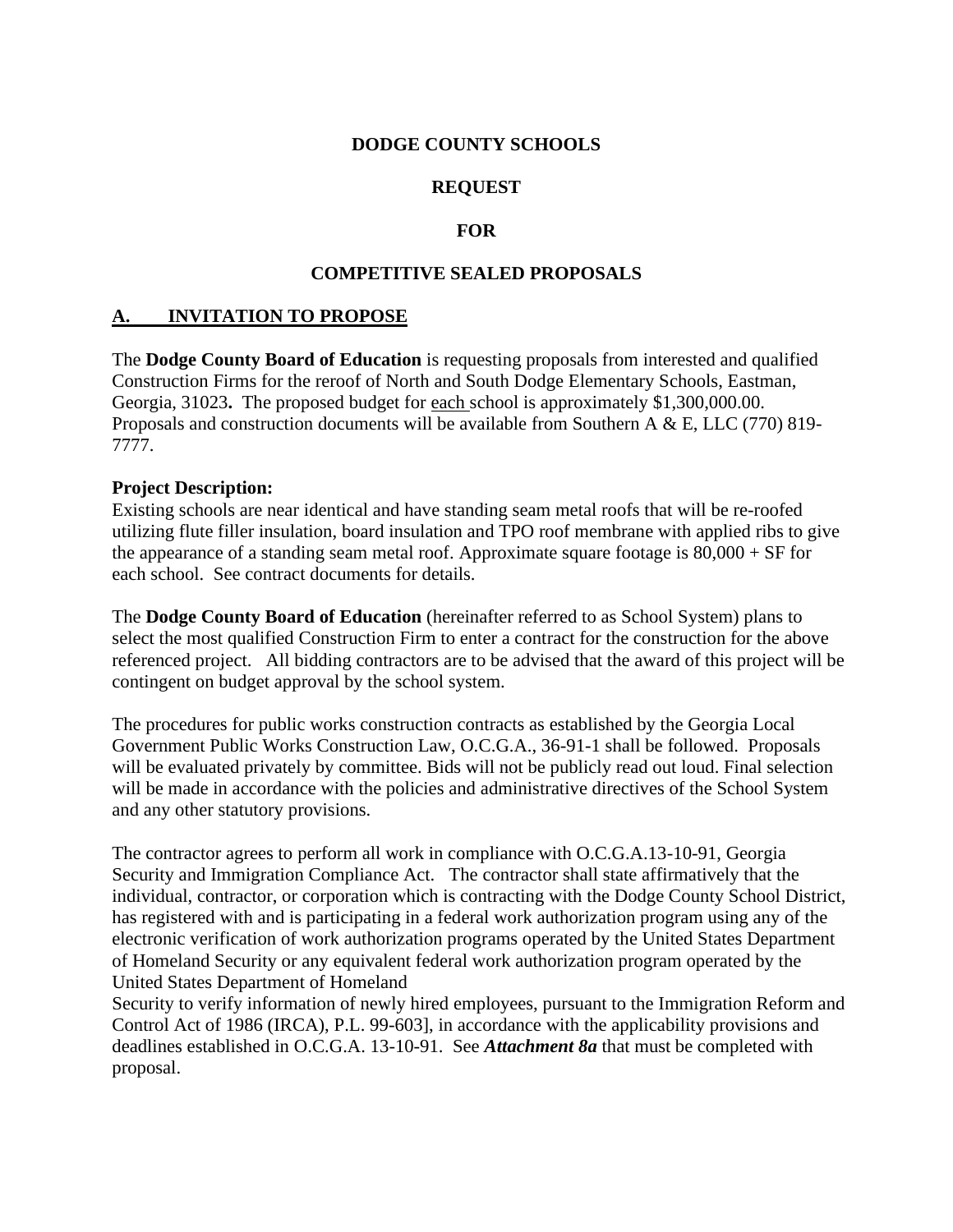**DODGE COUNTY SCHOOLS**

**REQUEST**

**FOR**

**COMPETITIVE SEALED PROPOSALS**

## A. INVITATION TO PROPOSE

The **Dodge County Board of Education** is requesting proposals from interested and qualified Construction Firms for the reroof of North and South Dodge Elementary Schools, Eastman, Georgia, 31023**.** The proposed budget for each school is approximately $1,300,000.00. Proposals and construction documents will be available from Southern A & E, LLC (770) 819-7777.

**Project Description:**
Existing schools are near identical and have standing seam metal roofs that will be re-roofed utilizing flute filler insulation, board insulation and TPO roof membrane with applied ribs to give the appearance of a standing seam metal roof. Approximate square footage is 80,000 + SF for each school. See contract documents for details.

The **Dodge County Board of Education** (hereinafter referred to as School System) plans to select the most qualified Construction Firm to enter a contract for the construction for the above referenced project. All bidding contractors are to be advised that the award of this project will be contingent on budget approval by the school system.

The procedures for public works construction contracts as established by the Georgia Local Government Public Works Construction Law, O.C.G.A., 36-91-1 shall be followed. Proposals will be evaluated privately by committee. Bids will not be publicly read out loud. Final selection will be made in accordance with the policies and administrative directives of the School System and any other statutory provisions.

The contractor agrees to perform all work in compliance with O.C.G.A.13-10-91, Georgia Security and Immigration Compliance Act. The contractor shall state affirmatively that the individual, contractor, or corporation which is contracting with the Dodge County School District, has registered with and is participating in a federal work authorization program using any of the electronic verification of work authorization programs operated by the United States Department of Homeland Security or any equivalent federal work authorization program operated by the United States Department of Homeland Security to verify information of newly hired employees, pursuant to the Immigration Reform and Control Act of 1986 (IRCA), P.L. 99-603], in accordance with the applicability provisions and deadlines established in O.C.G.A. 13-10-91. See ***Attachment 8a*** that must be completed with proposal.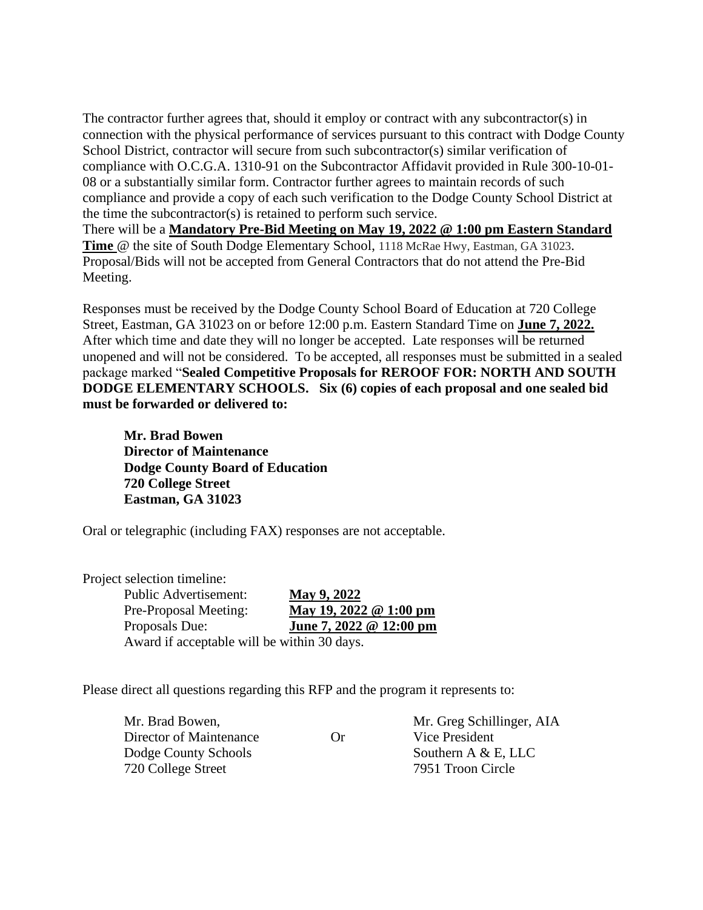The contractor further agrees that, should it employ or contract with any subcontractor(s) in connection with the physical performance of services pursuant to this contract with Dodge County School District, contractor will secure from such subcontractor(s) similar verification of compliance with O.C.G.A. 1310-91 on the Subcontractor Affidavit provided in Rule 300-10-01-08 or a substantially similar form. Contractor further agrees to maintain records of such compliance and provide a copy of each such verification to the Dodge County School District at the time the subcontractor(s) is retained to perform such service.

There will be a **Mandatory Pre-Bid Meeting on May 19, 2022 @ 1:00 pm Eastern Standard Time** @ the site of South Dodge Elementary School, 1118 McRae Hwy, Eastman, GA 31023. Proposal/Bids will not be accepted from General Contractors that do not attend the Pre-Bid Meeting.

Responses must be received by the Dodge County School Board of Education at 720 College Street, Eastman, GA 31023 on or before 12:00 p.m. Eastern Standard Time on **June 7, 2022.** After which time and date they will no longer be accepted. Late responses will be returned unopened and will not be considered. To be accepted, all responses must be submitted in a sealed package marked "**Sealed Competitive Proposals for REROOF FOR: NORTH AND SOUTH DODGE ELEMENTARY SCHOOLS. Six (6) copies of each proposal and one sealed bid must be forwarded or delivered to:**

**Mr. Brad Bowen**
**Director of Maintenance**
**Dodge County Board of Education**
**720 College Street**
**Eastman, GA 31023**

Oral or telegraphic (including FAX) responses are not acceptable.

Project selection timeline:

| | |
|---|---|
| Public Advertisement: | **May 9, 2022** |
| Pre-Proposal Meeting: | **May 19, 2022 @ 1:00 pm** |
| Proposals Due: | **June 7, 2022 @ 12:00 pm** |

Award if acceptable will be within 30 days.

Please direct all questions regarding this RFP and the program it represents to:

| | | |
|---|---|---|
| Mr. Brad Bowen, | | Mr. Greg Schillinger, AIA |
| Director of Maintenance | Or | Vice President |
| Dodge County Schools | | Southern A & E, LLC |
| 720 College Street | | 7951 Troon Circle |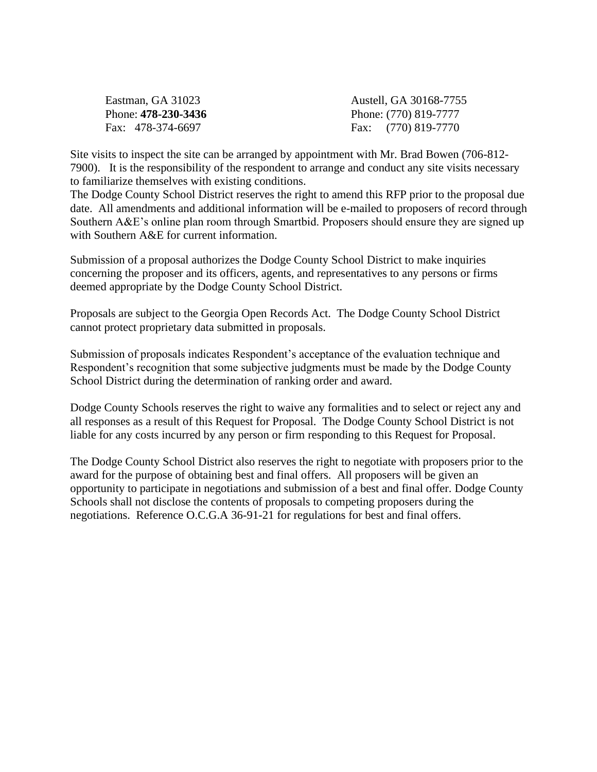| | |
|---|---|
| Eastman, GA 31023 | Austell, GA 30168-7755 |
| Phone: **478-230-3436** | Phone: (770) 819-7777 |
| Fax: 478-374-6697 | Fax: (770) 819-7770 |

Site visits to inspect the site can be arranged by appointment with Mr. Brad Bowen (706-812-7900). It is the responsibility of the respondent to arrange and conduct any site visits necessary to familiarize themselves with existing conditions.

The Dodge County School District reserves the right to amend this RFP prior to the proposal due date. All amendments and additional information will be e-mailed to proposers of record through Southern A&E's online plan room through Smartbid. Proposers should ensure they are signed up with Southern A&E for current information.

Submission of a proposal authorizes the Dodge County School District to make inquiries concerning the proposer and its officers, agents, and representatives to any persons or firms deemed appropriate by the Dodge County School District.

Proposals are subject to the Georgia Open Records Act. The Dodge County School District cannot protect proprietary data submitted in proposals.

Submission of proposals indicates Respondent's acceptance of the evaluation technique and Respondent's recognition that some subjective judgments must be made by the Dodge County School District during the determination of ranking order and award.

Dodge County Schools reserves the right to waive any formalities and to select or reject any and all responses as a result of this Request for Proposal. The Dodge County School District is not liable for any costs incurred by any person or firm responding to this Request for Proposal.

The Dodge County School District also reserves the right to negotiate with proposers prior to the award for the purpose of obtaining best and final offers. All proposers will be given an opportunity to participate in negotiations and submission of a best and final offer. Dodge County Schools shall not disclose the contents of proposals to competing proposers during the negotiations. Reference O.C.G.A 36-91-21 for regulations for best and final offers.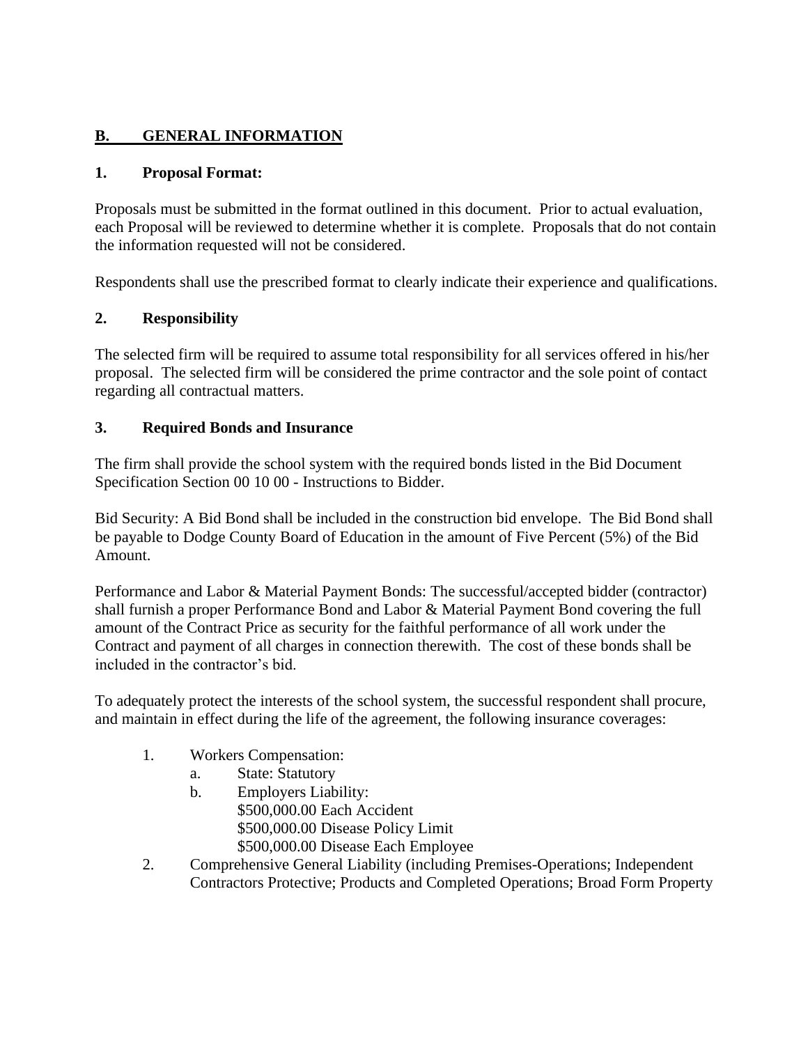## B. GENERAL INFORMATION

### 1. Proposal Format:

Proposals must be submitted in the format outlined in this document. Prior to actual evaluation, each Proposal will be reviewed to determine whether it is complete. Proposals that do not contain the information requested will not be considered.

Respondents shall use the prescribed format to clearly indicate their experience and qualifications.

### 2. Responsibility

The selected firm will be required to assume total responsibility for all services offered in his/her proposal. The selected firm will be considered the prime contractor and the sole point of contact regarding all contractual matters.

### 3. Required Bonds and Insurance

The firm shall provide the school system with the required bonds listed in the Bid Document Specification Section 00 10 00 - Instructions to Bidder.

Bid Security: A Bid Bond shall be included in the construction bid envelope. The Bid Bond shall be payable to Dodge County Board of Education in the amount of Five Percent (5%) of the Bid Amount.

Performance and Labor & Material Payment Bonds: The successful/accepted bidder (contractor) shall furnish a proper Performance Bond and Labor & Material Payment Bond covering the full amount of the Contract Price as security for the faithful performance of all work under the Contract and payment of all charges in connection therewith. The cost of these bonds shall be included in the contractor's bid.

To adequately protect the interests of the school system, the successful respondent shall procure, and maintain in effect during the life of the agreement, the following insurance coverages:

1. Workers Compensation:
   a. State: Statutory
   b. Employers Liability:
      $500,000.00 Each Accident
      $500,000.00 Disease Policy Limit
      $500,000.00 Disease Each Employee
2. Comprehensive General Liability (including Premises-Operations; Independent Contractors Protective; Products and Completed Operations; Broad Form Property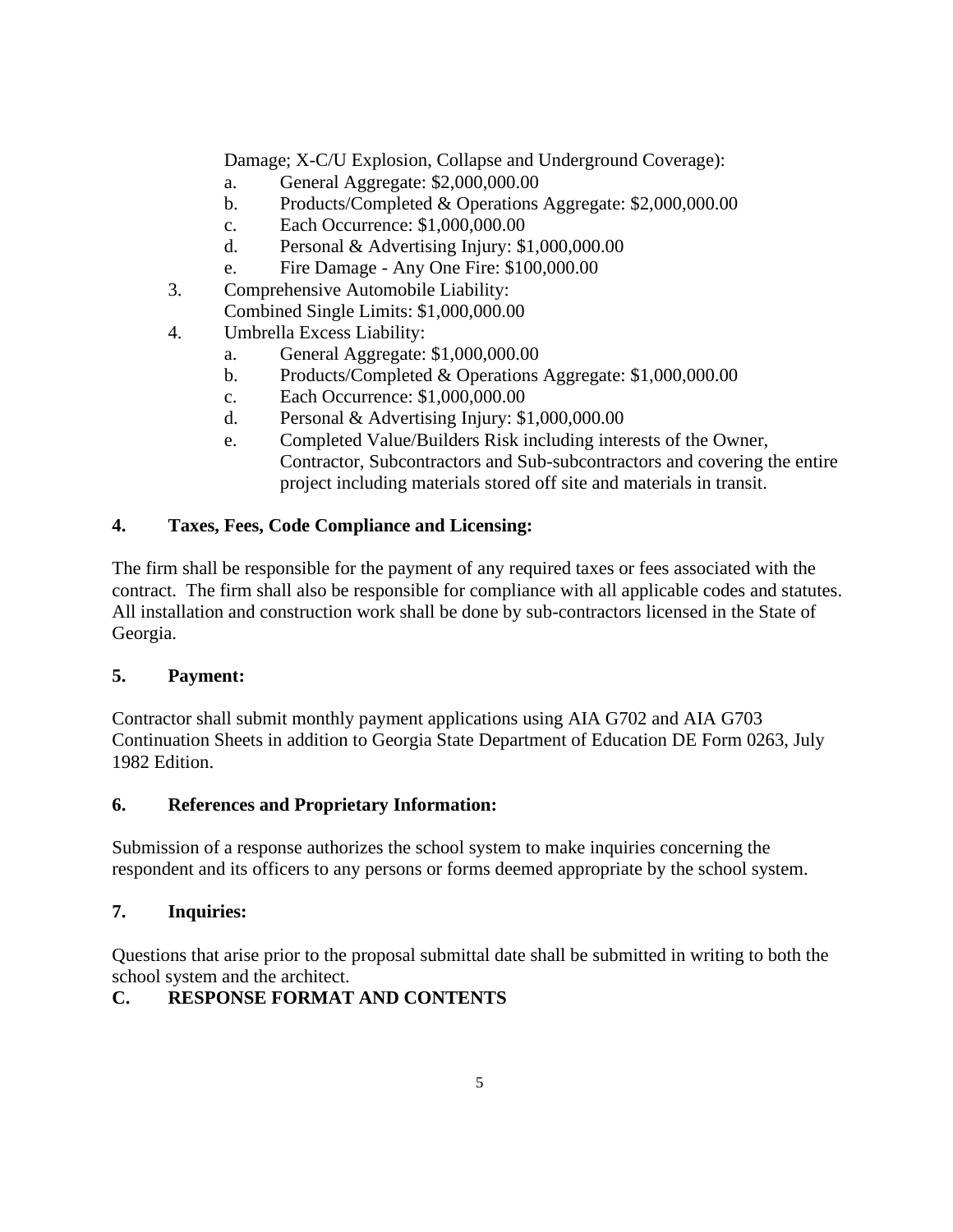Damage; X-C/U Explosion, Collapse and Underground Coverage):

   a. General Aggregate: $2,000,000.00
   b. Products/Completed & Operations Aggregate: $2,000,000.00
   c. Each Occurrence: $1,000,000.00
   d. Personal & Advertising Injury: $1,000,000.00
   e. Fire Damage - Any One Fire: $100,000.00

3. Comprehensive Automobile Liability:
   Combined Single Limits: $1,000,000.00
4. Umbrella Excess Liability:
   a. General Aggregate: $1,000,000.00
   b. Products/Completed & Operations Aggregate: $1,000,000.00
   c. Each Occurrence: $1,000,000.00
   d. Personal & Advertising Injury: $1,000,000.00
   e. Completed Value/Builders Risk including interests of the Owner, Contractor, Subcontractors and Sub-subcontractors and covering the entire project including materials stored off site and materials in transit.

**4. Taxes, Fees, Code Compliance and Licensing:**

The firm shall be responsible for the payment of any required taxes or fees associated with the contract. The firm shall also be responsible for compliance with all applicable codes and statutes. All installation and construction work shall be done by sub-contractors licensed in the State of Georgia.

**5. Payment:**

Contractor shall submit monthly payment applications using AIA G702 and AIA G703 Continuation Sheets in addition to Georgia State Department of Education DE Form 0263, July 1982 Edition.

**6. References and Proprietary Information:**

Submission of a response authorizes the school system to make inquiries concerning the respondent and its officers to any persons or forms deemed appropriate by the school system.

**7. Inquiries:**

Questions that arise prior to the proposal submittal date shall be submitted in writing to both the school system and the architect.

**C. RESPONSE FORMAT AND CONTENTS**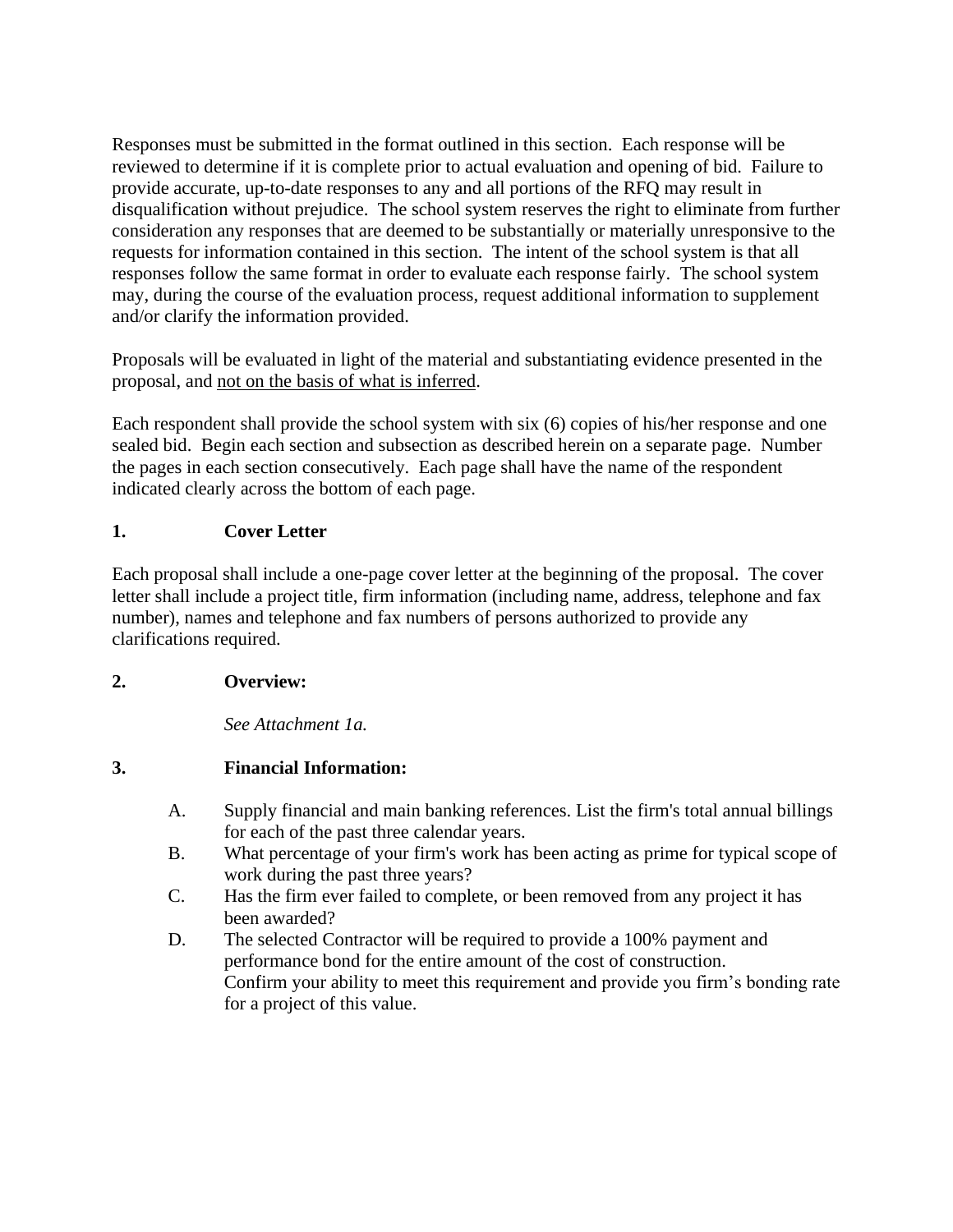Responses must be submitted in the format outlined in this section. Each response will be reviewed to determine if it is complete prior to actual evaluation and opening of bid. Failure to provide accurate, up-to-date responses to any and all portions of the RFQ may result in disqualification without prejudice. The school system reserves the right to eliminate from further consideration any responses that are deemed to be substantially or materially unresponsive to the requests for information contained in this section. The intent of the school system is that all responses follow the same format in order to evaluate each response fairly. The school system may, during the course of the evaluation process, request additional information to supplement and/or clarify the information provided.

Proposals will be evaluated in light of the material and substantiating evidence presented in the proposal, and <u>not on the basis of what is inferred</u>.

Each respondent shall provide the school system with six (6) copies of his/her response and one sealed bid. Begin each section and subsection as described herein on a separate page. Number the pages in each section consecutively. Each page shall have the name of the respondent indicated clearly across the bottom of each page.

**1. Cover Letter**

Each proposal shall include a one-page cover letter at the beginning of the proposal. The cover letter shall include a project title, firm information (including name, address, telephone and fax number), names and telephone and fax numbers of persons authorized to provide any clarifications required.

**2. Overview:**

*See Attachment 1a.*

**3. Financial Information:**

A. Supply financial and main banking references. List the firm's total annual billings for each of the past three calendar years.

B. What percentage of your firm's work has been acting as prime for typical scope of work during the past three years?

C. Has the firm ever failed to complete, or been removed from any project it has been awarded?

D. The selected Contractor will be required to provide a 100% payment and performance bond for the entire amount of the cost of construction. Confirm your ability to meet this requirement and provide you firm's bonding rate for a project of this value.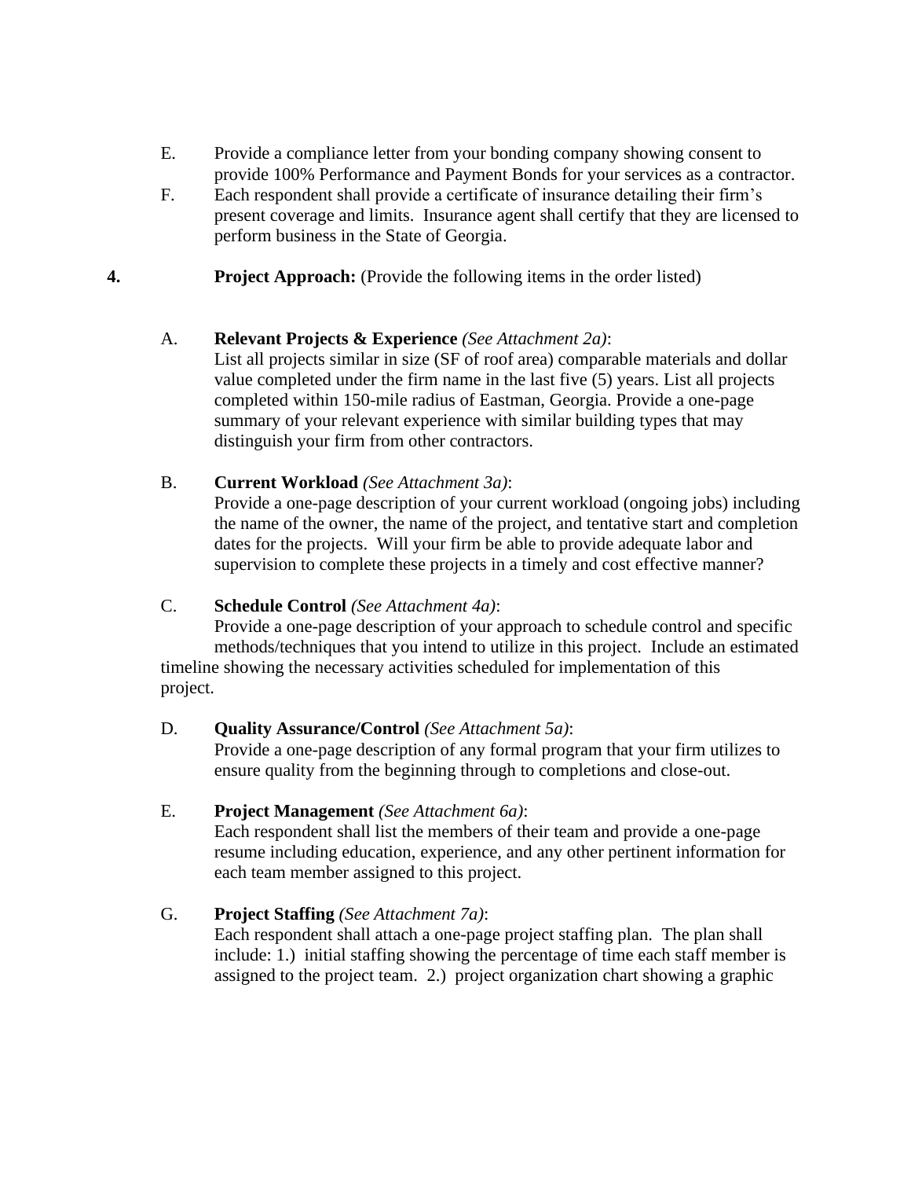E. Provide a compliance letter from your bonding company showing consent to provide 100% Performance and Payment Bonds for your services as a contractor.

F. Each respondent shall provide a certificate of insurance detailing their firm's present coverage and limits. Insurance agent shall certify that they are licensed to perform business in the State of Georgia.

**4. Project Approach:** (Provide the following items in the order listed)

A. **Relevant Projects & Experience** *(See Attachment 2a)*:
List all projects similar in size (SF of roof area) comparable materials and dollar value completed under the firm name in the last five (5) years. List all projects completed within 150-mile radius of Eastman, Georgia. Provide a one-page summary of your relevant experience with similar building types that may distinguish your firm from other contractors.

B. **Current Workload** *(See Attachment 3a)*:
Provide a one-page description of your current workload (ongoing jobs) including the name of the owner, the name of the project, and tentative start and completion dates for the projects. Will your firm be able to provide adequate labor and supervision to complete these projects in a timely and cost effective manner?

C. **Schedule Control** *(See Attachment 4a)*:
Provide a one-page description of your approach to schedule control and specific methods/techniques that you intend to utilize in this project. Include an estimated timeline showing the necessary activities scheduled for implementation of this project.

D. **Quality Assurance/Control** *(See Attachment 5a)*:
Provide a one-page description of any formal program that your firm utilizes to ensure quality from the beginning through to completions and close-out.

E. **Project Management** *(See Attachment 6a)*:
Each respondent shall list the members of their team and provide a one-page resume including education, experience, and any other pertinent information for each team member assigned to this project.

G. **Project Staffing** *(See Attachment 7a)*:
Each respondent shall attach a one-page project staffing plan. The plan shall include: 1.) initial staffing showing the percentage of time each staff member is assigned to the project team. 2.) project organization chart showing a graphic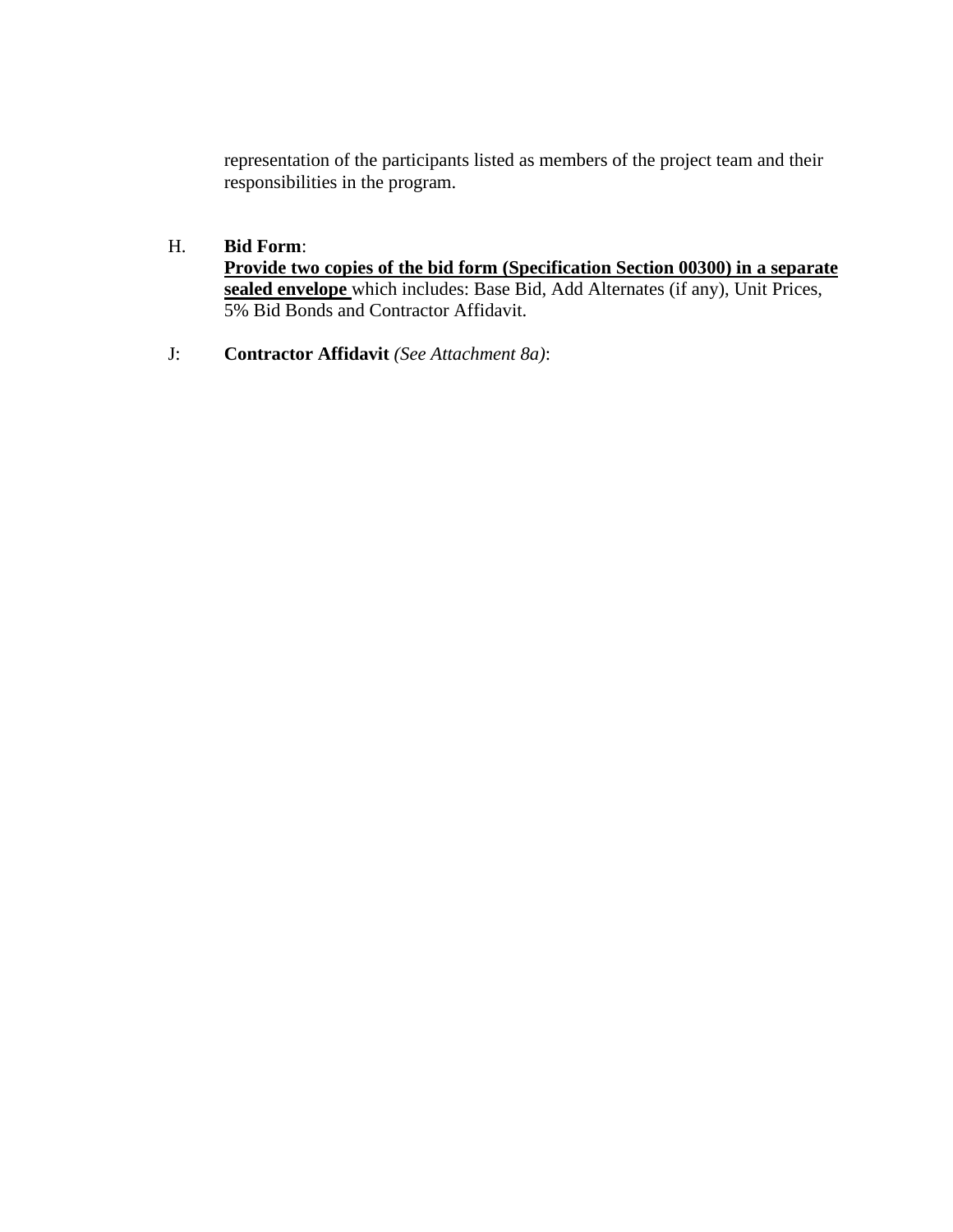representation of the participants listed as members of the project team and their responsibilities in the program.

H. **Bid Form**:
**<u>Provide two copies of the bid form (Specification Section 00300) in a separate sealed envelope</u>** which includes: Base Bid, Add Alternates (if any), Unit Prices, 5% Bid Bonds and Contractor Affidavit.

J: **Contractor Affidavit** *(See Attachment 8a)*: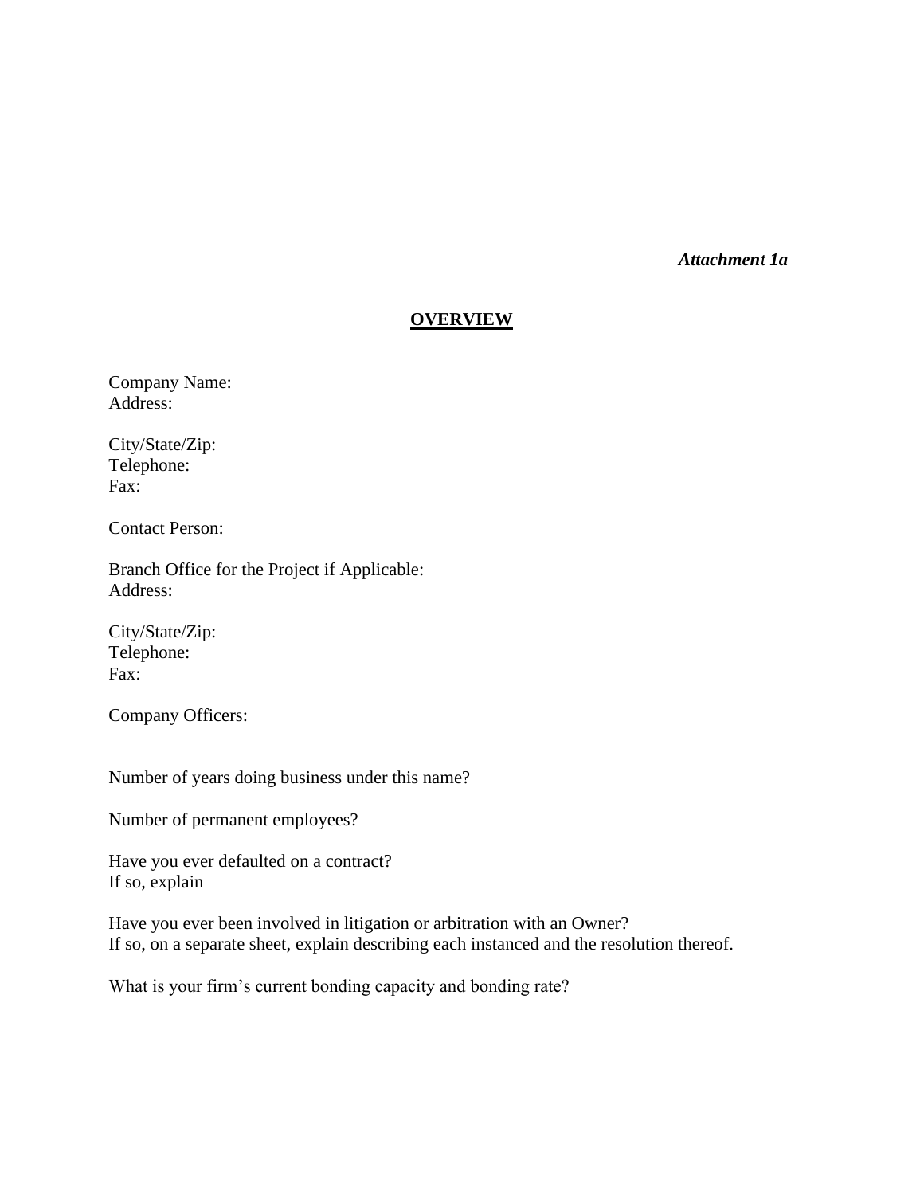*Attachment 1a*

## **OVERVIEW**

Company Name:
Address:

City/State/Zip:
Telephone:
Fax:

Contact Person:

Branch Office for the Project if Applicable:
Address:

City/State/Zip:
Telephone:
Fax:

Company Officers:

Number of years doing business under this name?

Number of permanent employees?

Have you ever defaulted on a contract?
If so, explain

Have you ever been involved in litigation or arbitration with an Owner?
If so, on a separate sheet, explain describing each instanced and the resolution thereof.

What is your firm's current bonding capacity and bonding rate?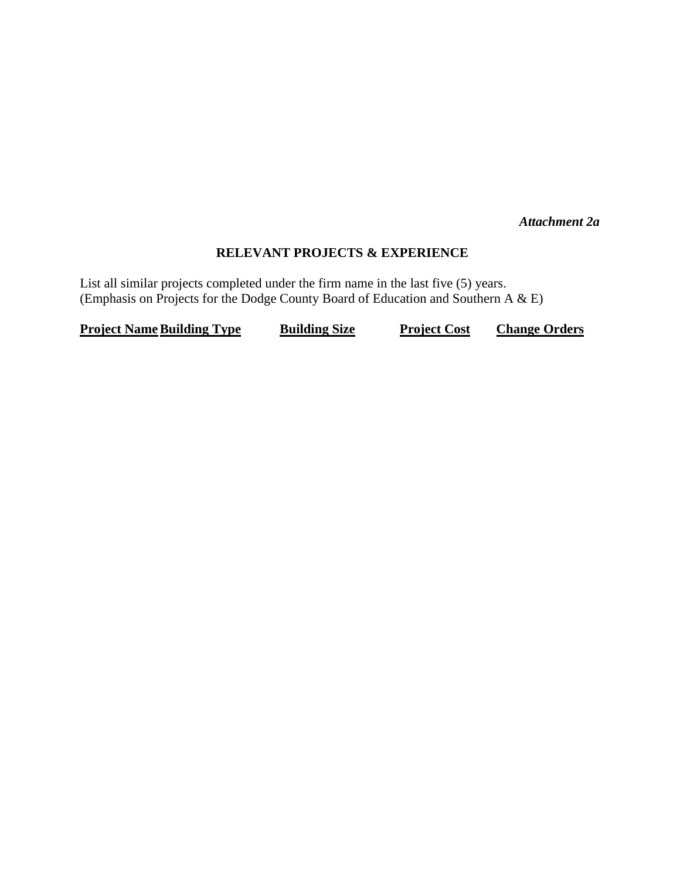*Attachment 2a*

## RELEVANT PROJECTS & EXPERIENCE

List all similar projects completed under the firm name in the last five (5) years.
(Emphasis on Projects for the Dodge County Board of Education and Southern A & E)

| Project Name | Building Type | Building Size | Project Cost | Change Orders |
|---|---|---|---|---|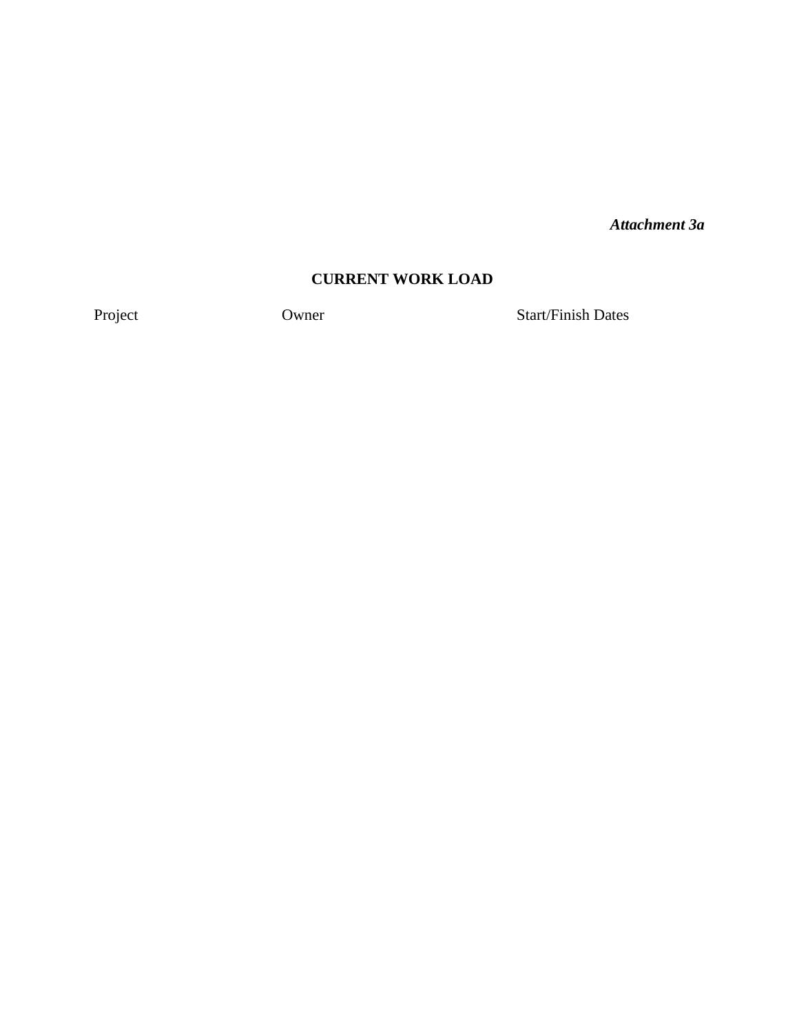***Attachment 3a***

**CURRENT WORK LOAD**

| Project | Owner | Start/Finish Dates |
|---|---|---|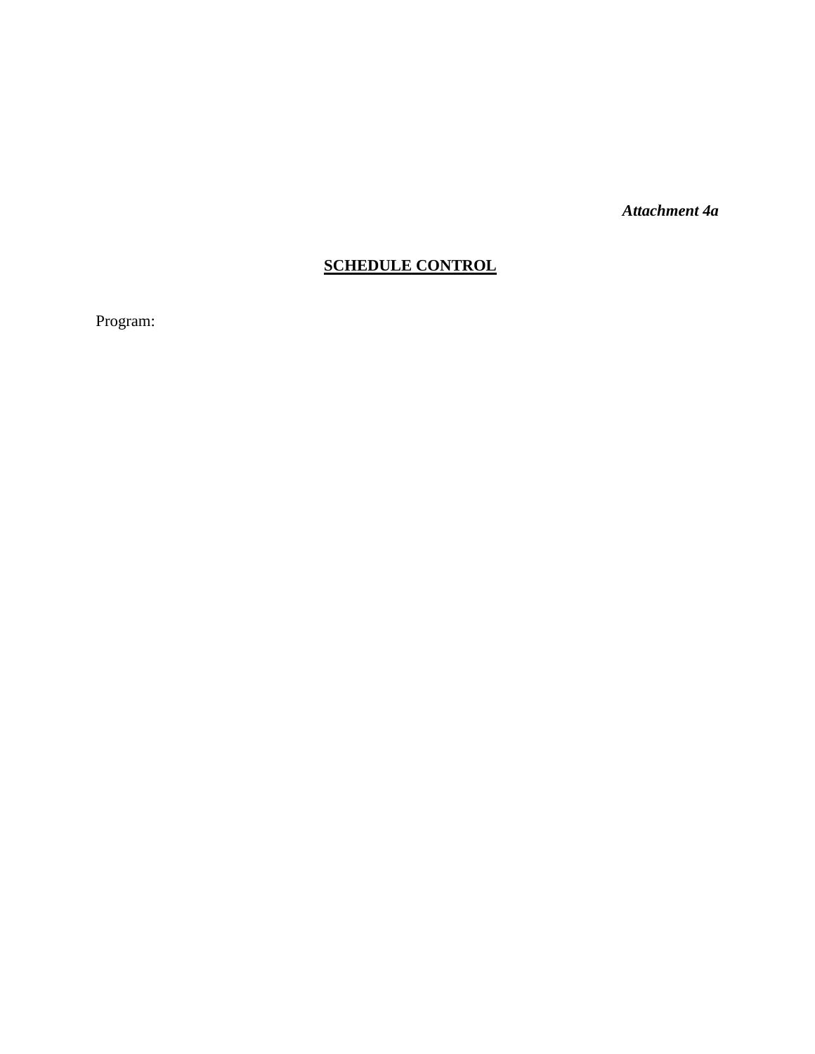*Attachment 4a*

## SCHEDULE CONTROL

Program: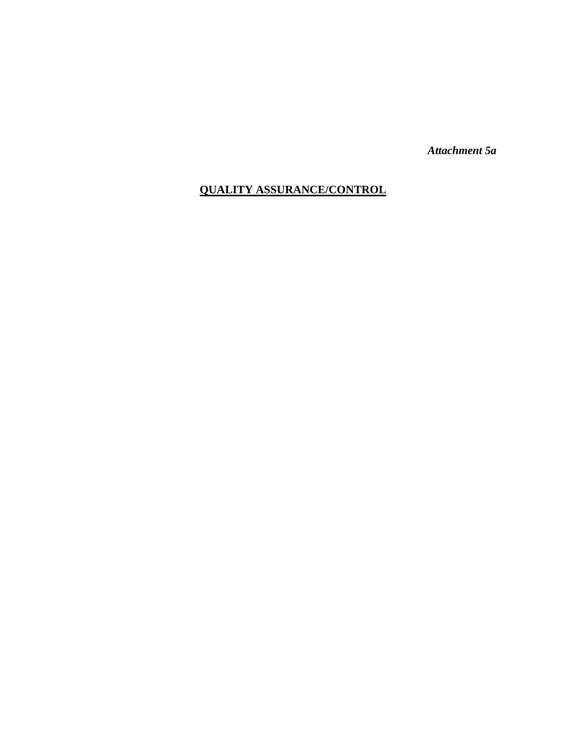*Attachment 5a*

# QUALITY ASSURANCE/CONTROL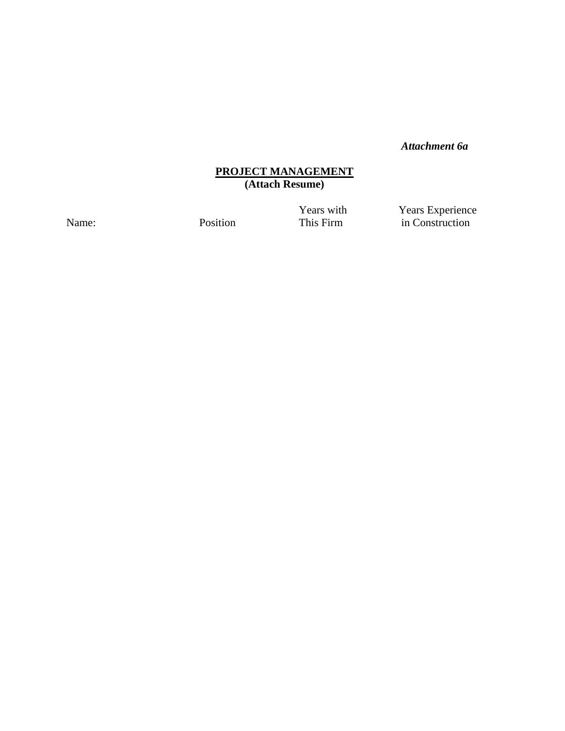*Attachment 6a*

## PROJECT MANAGEMENT
**(Attach Resume)**

| Name: | Position | Years with This Firm | Years Experience in Construction |
| --- | --- | --- | --- |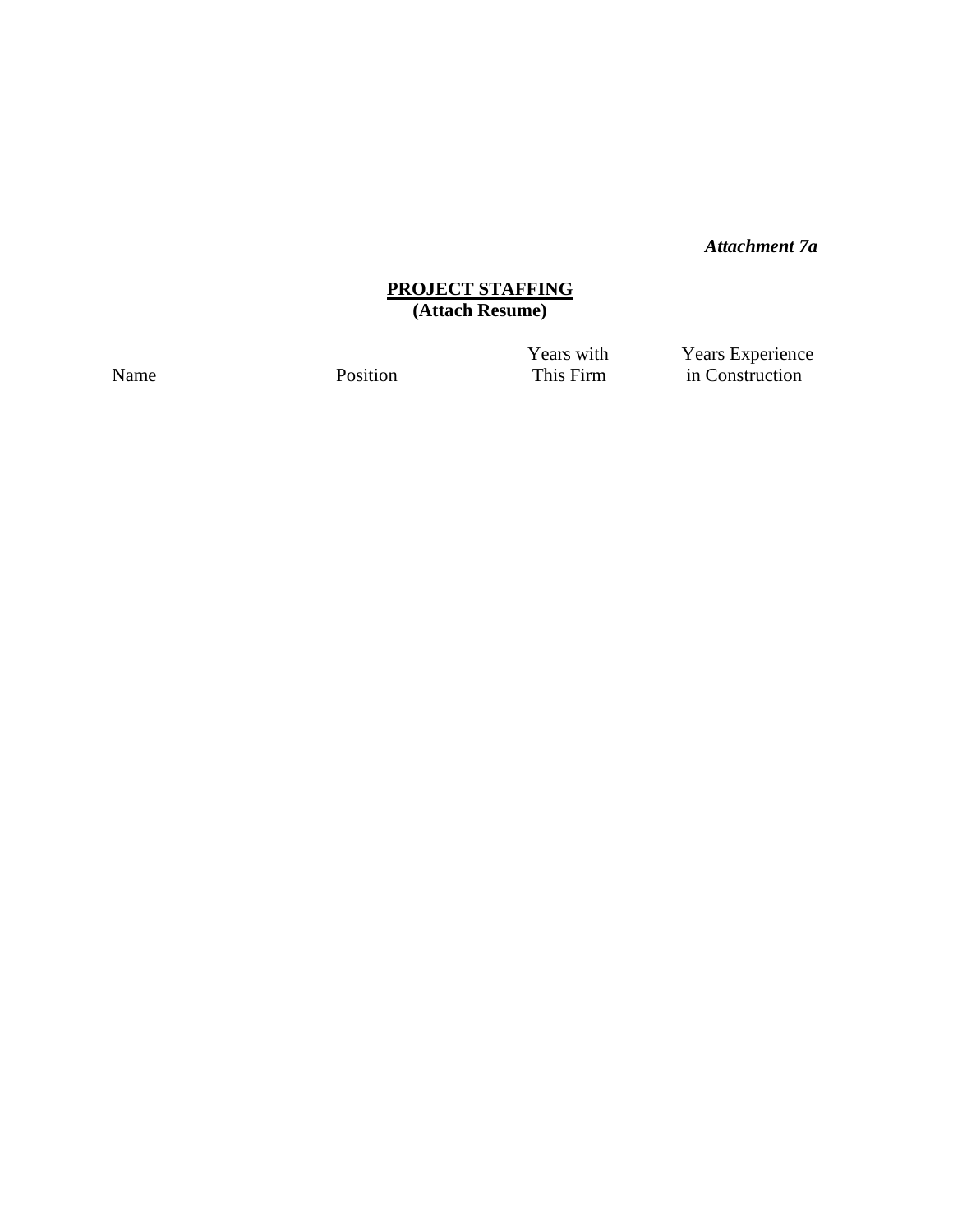*Attachment 7a*

## PROJECT STAFFING
**(Attach Resume)**

| Name | Position | Years with This Firm | Years Experience in Construction |
|---|---|---|---|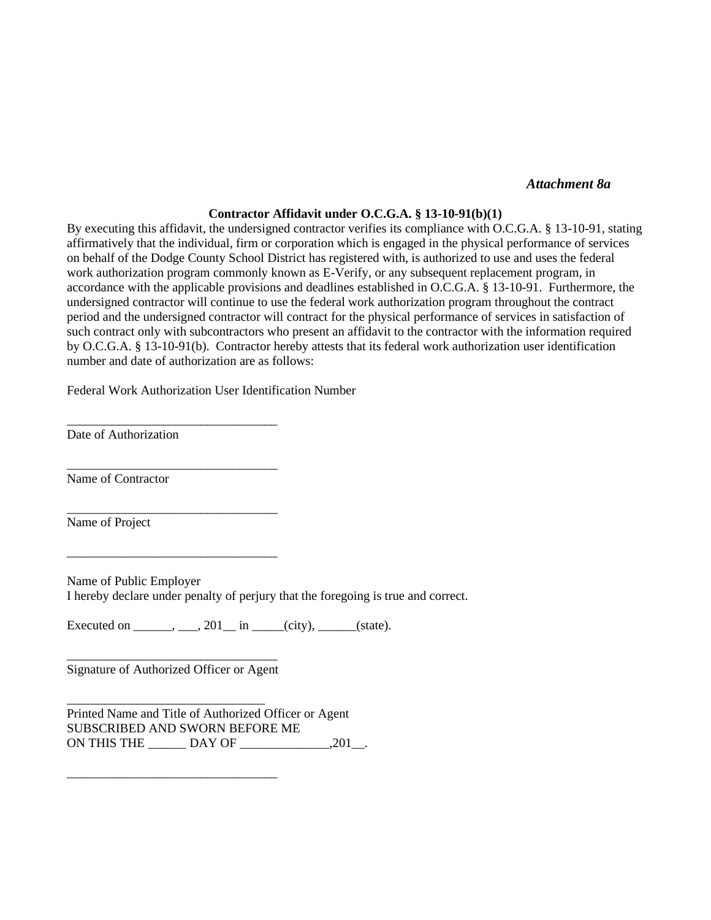*Attachment 8a*

**Contractor Affidavit under O.C.G.A. § 13-10-91(b)(1)**

By executing this affidavit, the undersigned contractor verifies its compliance with O.C.G.A. § 13-10-91, stating affirmatively that the individual, firm or corporation which is engaged in the physical performance of services on behalf of the Dodge County School District has registered with, is authorized to use and uses the federal work authorization program commonly known as E-Verify, or any subsequent replacement program, in accordance with the applicable provisions and deadlines established in O.C.G.A. § 13-10-91. Furthermore, the undersigned contractor will continue to use the federal work authorization program throughout the contract period and the undersigned contractor will contract for the physical performance of services in satisfaction of such contract only with subcontractors who present an affidavit to the contractor with the information required by O.C.G.A. § 13-10-91(b). Contractor hereby attests that its federal work authorization user identification number and date of authorization are as follows:

Federal Work Authorization User Identification Number

_________________________________
Date of Authorization

_________________________________
Name of Contractor

_________________________________
Name of Project

_________________________________

Name of Public Employer
I hereby declare under penalty of perjury that the foregoing is true and correct.

Executed on ______, ___, 201__ in _____(city), ______(state).

_________________________________
Signature of Authorized Officer or Agent

_______________________________
Printed Name and Title of Authorized Officer or Agent
SUBSCRIBED AND SWORN BEFORE ME
ON THIS THE ______ DAY OF ______________,201__.

_________________________________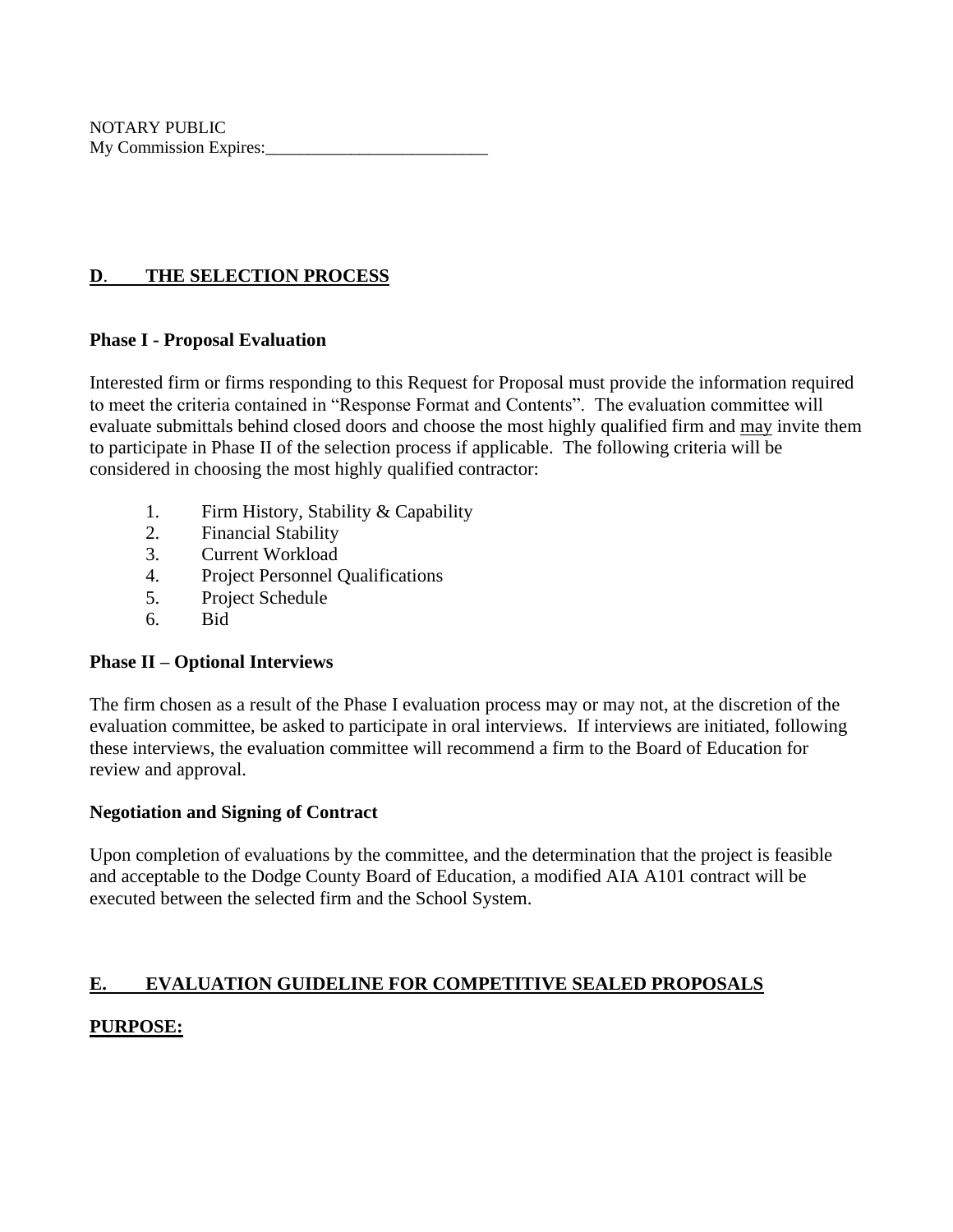NOTARY PUBLIC
My Commission Expires:___________________________

## D. THE SELECTION PROCESS

**Phase I - Proposal Evaluation**

Interested firm or firms responding to this Request for Proposal must provide the information required to meet the criteria contained in "Response Format and Contents". The evaluation committee will evaluate submittals behind closed doors and choose the most highly qualified firm and may invite them to participate in Phase II of the selection process if applicable. The following criteria will be considered in choosing the most highly qualified contractor:

1. Firm History, Stability & Capability
2. Financial Stability
3. Current Workload
4. Project Personnel Qualifications
5. Project Schedule
6. Bid

**Phase II – Optional Interviews**

The firm chosen as a result of the Phase I evaluation process may or may not, at the discretion of the evaluation committee, be asked to participate in oral interviews. If interviews are initiated, following these interviews, the evaluation committee will recommend a firm to the Board of Education for review and approval.

**Negotiation and Signing of Contract**

Upon completion of evaluations by the committee, and the determination that the project is feasible and acceptable to the Dodge County Board of Education, a modified AIA A101 contract will be executed between the selected firm and the School System.

## E. EVALUATION GUIDELINE FOR COMPETITIVE SEALED PROPOSALS

**PURPOSE:**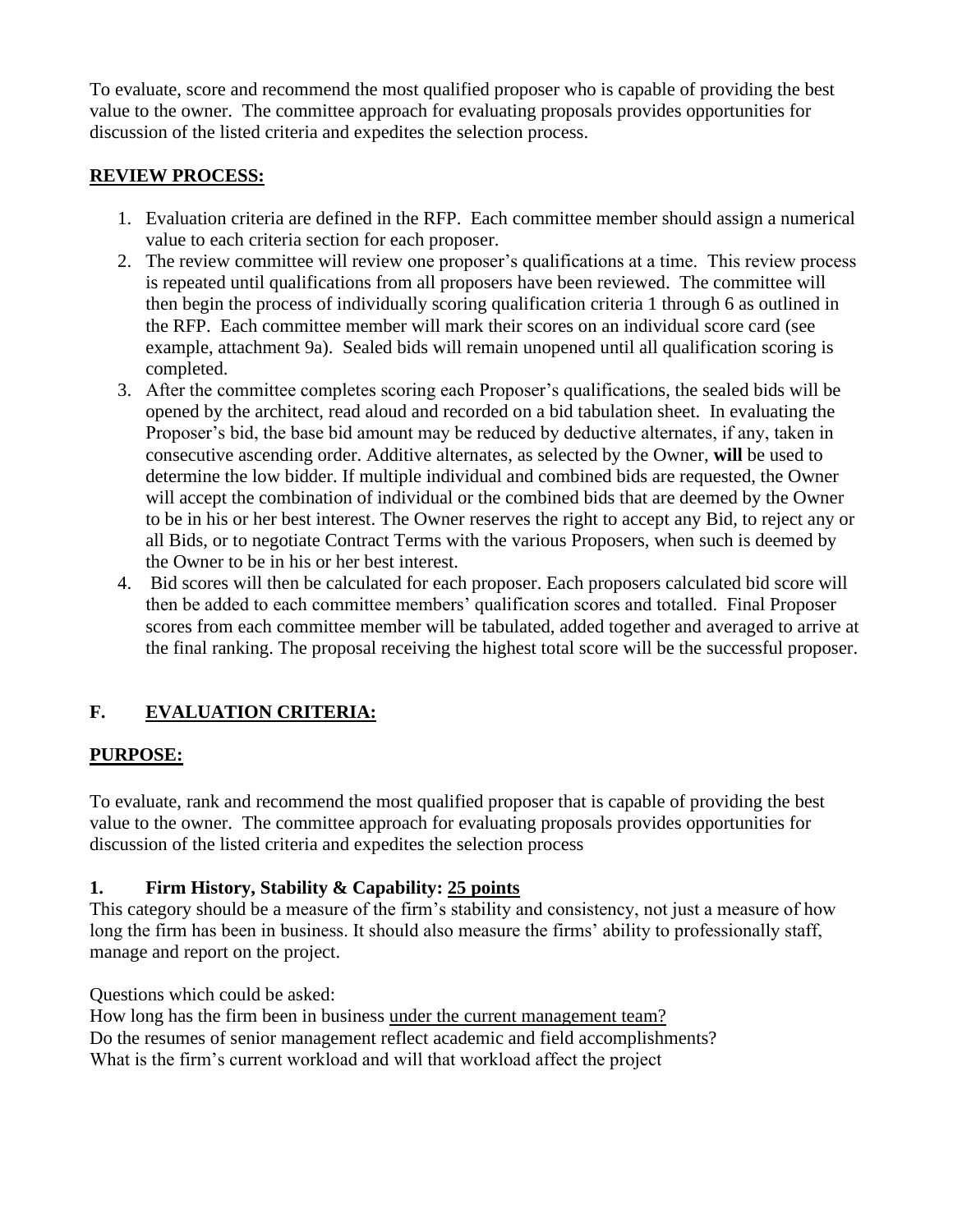To evaluate, score and recommend the most qualified proposer who is capable of providing the best value to the owner. The committee approach for evaluating proposals provides opportunities for discussion of the listed criteria and expedites the selection process.

**<u>REVIEW PROCESS:</u>**

1. Evaluation criteria are defined in the RFP. Each committee member should assign a numerical value to each criteria section for each proposer.
2. The review committee will review one proposer's qualifications at a time. This review process is repeated until qualifications from all proposers have been reviewed. The committee will then begin the process of individually scoring qualification criteria 1 through 6 as outlined in the RFP. Each committee member will mark their scores on an individual score card (see example, attachment 9a). Sealed bids will remain unopened until all qualification scoring is completed.
3. After the committee completes scoring each Proposer's qualifications, the sealed bids will be opened by the architect, read aloud and recorded on a bid tabulation sheet. In evaluating the Proposer's bid, the base bid amount may be reduced by deductive alternates, if any, taken in consecutive ascending order. Additive alternates, as selected by the Owner, **will** be used to determine the low bidder. If multiple individual and combined bids are requested, the Owner will accept the combination of individual or the combined bids that are deemed by the Owner to be in his or her best interest. The Owner reserves the right to accept any Bid, to reject any or all Bids, or to negotiate Contract Terms with the various Proposers, when such is deemed by the Owner to be in his or her best interest.
4. Bid scores will then be calculated for each proposer. Each proposers calculated bid score will then be added to each committee members' qualification scores and totalled. Final Proposer scores from each committee member will be tabulated, added together and averaged to arrive at the final ranking. The proposal receiving the highest total score will be the successful proposer.

## F. <u>EVALUATION CRITERIA:</u>

**<u>PURPOSE:</u>**

To evaluate, rank and recommend the most qualified proposer that is capable of providing the best value to the owner. The committee approach for evaluating proposals provides opportunities for discussion of the listed criteria and expedites the selection process

### 1. Firm History, Stability & Capability: <u>25 points</u>

This category should be a measure of the firm's stability and consistency, not just a measure of how long the firm has been in business. It should also measure the firms' ability to professionally staff, manage and report on the project.

Questions which could be asked:
How long has the firm been in business <u>under the current management team?</u>
Do the resumes of senior management reflect academic and field accomplishments?
What is the firm's current workload and will that workload affect the project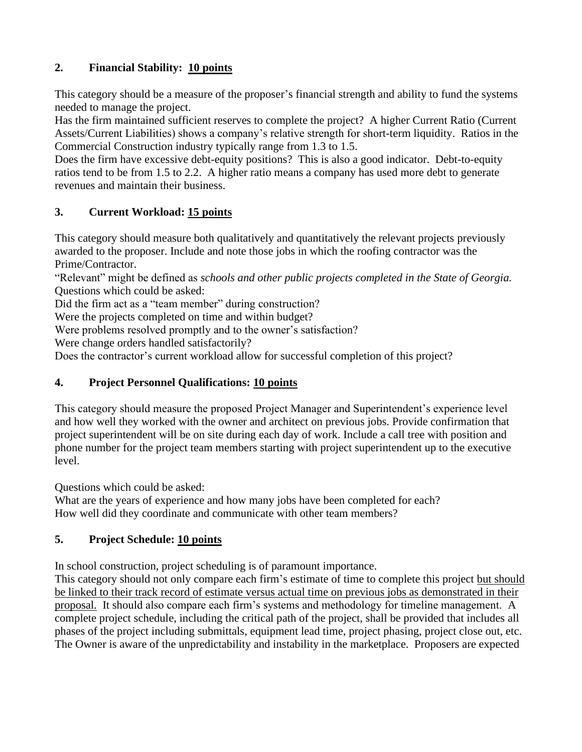### 2. Financial Stability: <u>10 points</u>

This category should be a measure of the proposer's financial strength and ability to fund the systems needed to manage the project.
Has the firm maintained sufficient reserves to complete the project? A higher Current Ratio (Current Assets/Current Liabilities) shows a company's relative strength for short-term liquidity. Ratios in the Commercial Construction industry typically range from 1.3 to 1.5.
Does the firm have excessive debt-equity positions? This is also a good indicator. Debt-to-equity ratios tend to be from 1.5 to 2.2. A higher ratio means a company has used more debt to generate revenues and maintain their business.

### 3. Current Workload: <u>15 points</u>

This category should measure both qualitatively and quantitatively the relevant projects previously awarded to the proposer. Include and note those jobs in which the roofing contractor was the Prime/Contractor.
"Relevant" might be defined as *schools and other public projects completed in the State of Georgia.*
Questions which could be asked:
Did the firm act as a "team member" during construction?
Were the projects completed on time and within budget?
Were problems resolved promptly and to the owner's satisfaction?
Were change orders handled satisfactorily?
Does the contractor's current workload allow for successful completion of this project?

### 4. Project Personnel Qualifications: <u>10 points</u>

This category should measure the proposed Project Manager and Superintendent's experience level and how well they worked with the owner and architect on previous jobs. Provide confirmation that project superintendent will be on site during each day of work. Include a call tree with position and phone number for the project team members starting with project superintendent up to the executive level.

Questions which could be asked:
What are the years of experience and how many jobs have been completed for each?
How well did they coordinate and communicate with other team members?

### 5. Project Schedule: <u>10 points</u>

In school construction, project scheduling is of paramount importance.
This category should not only compare each firm's estimate of time to complete this project <u>but should be linked to their track record of estimate versus actual time on previous jobs as demonstrated in their proposal.</u> It should also compare each firm's systems and methodology for timeline management. A complete project schedule, including the critical path of the project, shall be provided that includes all phases of the project including submittals, equipment lead time, project phasing, project close out, etc.
The Owner is aware of the unpredictability and instability in the marketplace. Proposers are expected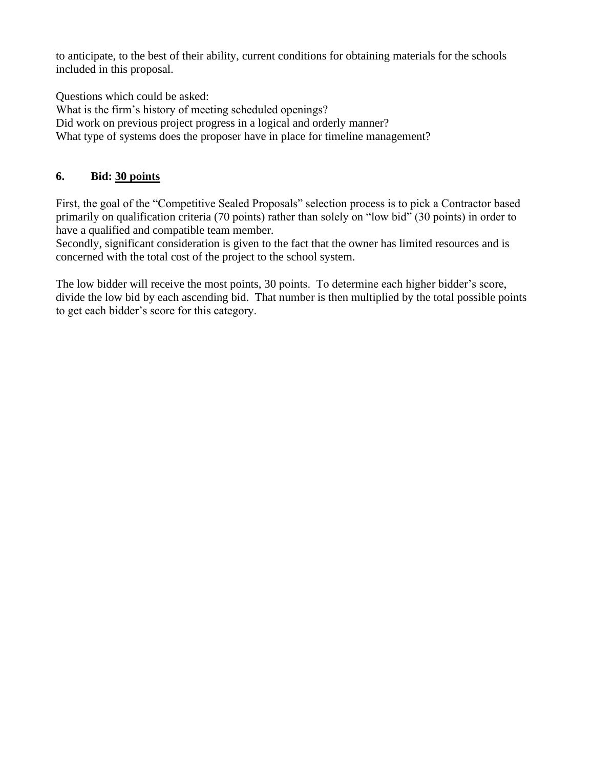to anticipate, to the best of their ability, current conditions for obtaining materials for the schools included in this proposal.

Questions which could be asked:
What is the firm's history of meeting scheduled openings?
Did work on previous project progress in a logical and orderly manner?
What type of systems does the proposer have in place for timeline management?

## 6. Bid: 30 points

First, the goal of the "Competitive Sealed Proposals" selection process is to pick a Contractor based primarily on qualification criteria (70 points) rather than solely on "low bid" (30 points) in order to have a qualified and compatible team member.
Secondly, significant consideration is given to the fact that the owner has limited resources and is concerned with the total cost of the project to the school system.

The low bidder will receive the most points, 30 points. To determine each higher bidder's score, divide the low bid by each ascending bid. That number is then multiplied by the total possible points to get each bidder's score for this category.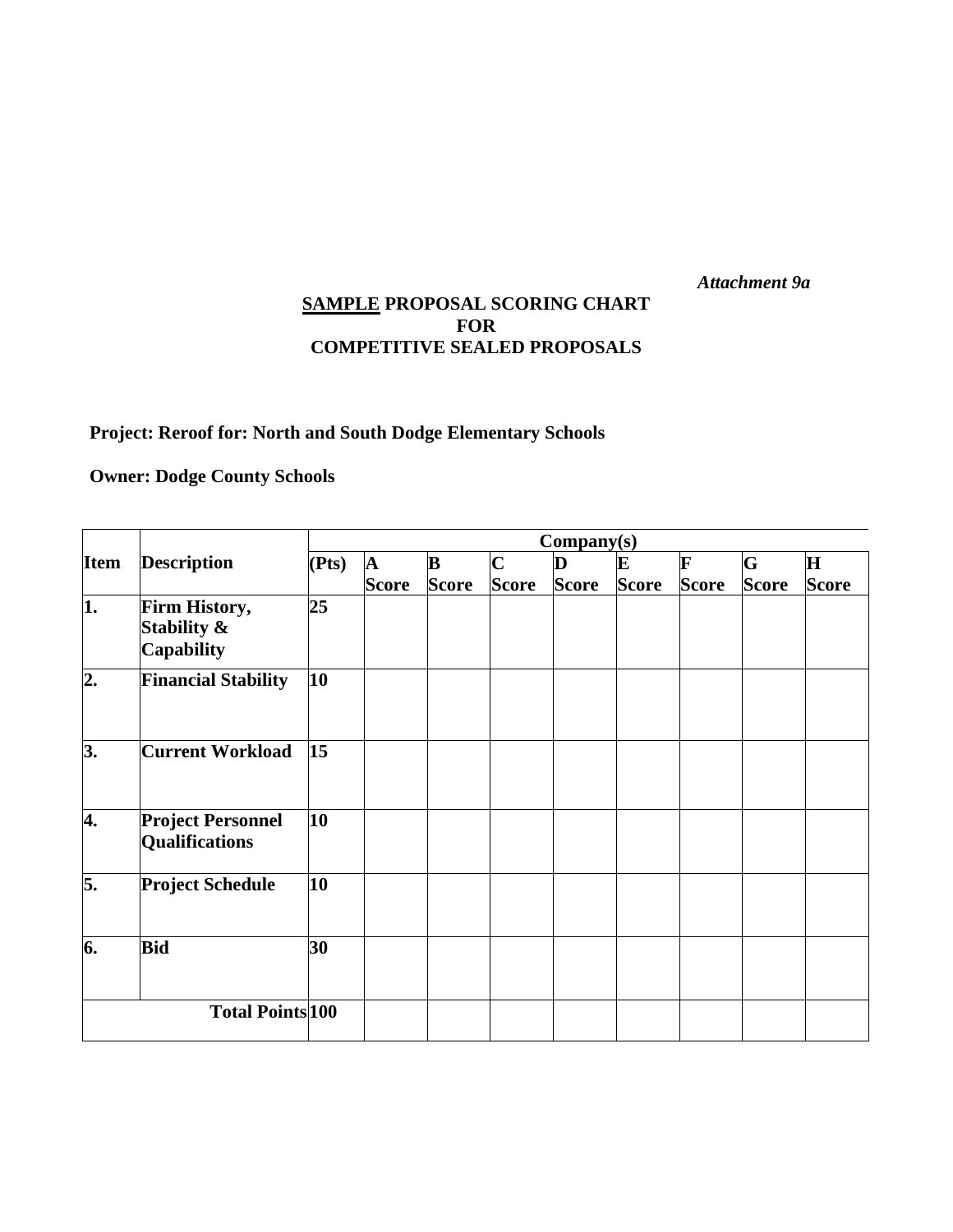*Attachment 9a*

**<u>SAMPLE</u> PROPOSAL SCORING CHART**
**FOR**
**COMPETITIVE SEALED PROPOSALS**

**Project: Reroof for: North and South Dodge Elementary Schools**

**Owner: Dodge County Schools**

| Item | Description | Company(s) | | | | | | | | |
|---|---|---|---|---|---|---|---|---|---|---|
| | | (Pts) | A Score | B Score | C Score | D Score | E Score | F Score | G Score | H Score |
| 1. | Firm History, Stability & Capability | 25 | | | | | | | | |
| 2. | Financial Stability | 10 | | | | | | | | |
| 3. | Current Workload | 15 | | | | | | | | |
| 4. | Project Personnel Qualifications | 10 | | | | | | | | |
| 5. | Project Schedule | 10 | | | | | | | | |
| 6. | Bid | 30 | | | | | | | | |
| | Total Points | 100 | | | | | | | | |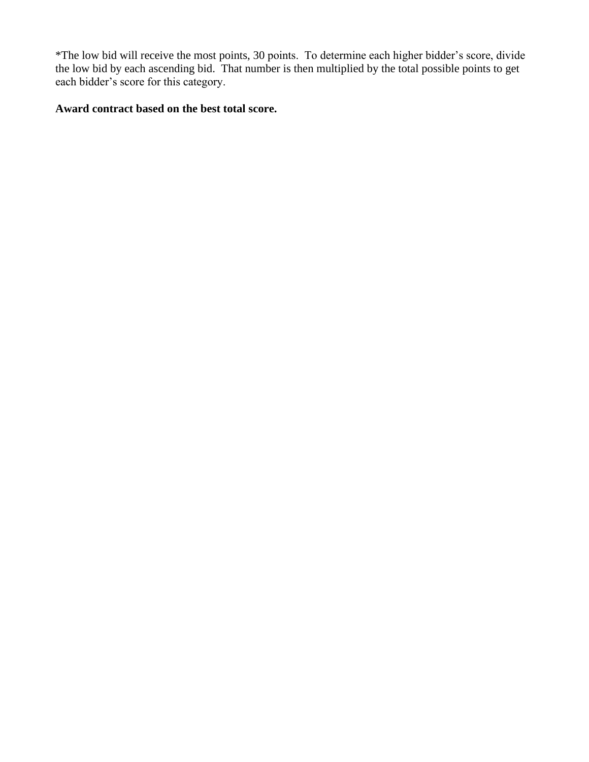*The low bid will receive the most points, 30 points.  To determine each higher bidder's score, divide the low bid by each ascending bid.  That number is then multiplied by the total possible points to get each bidder's score for this category.

**Award contract based on the best total score.**